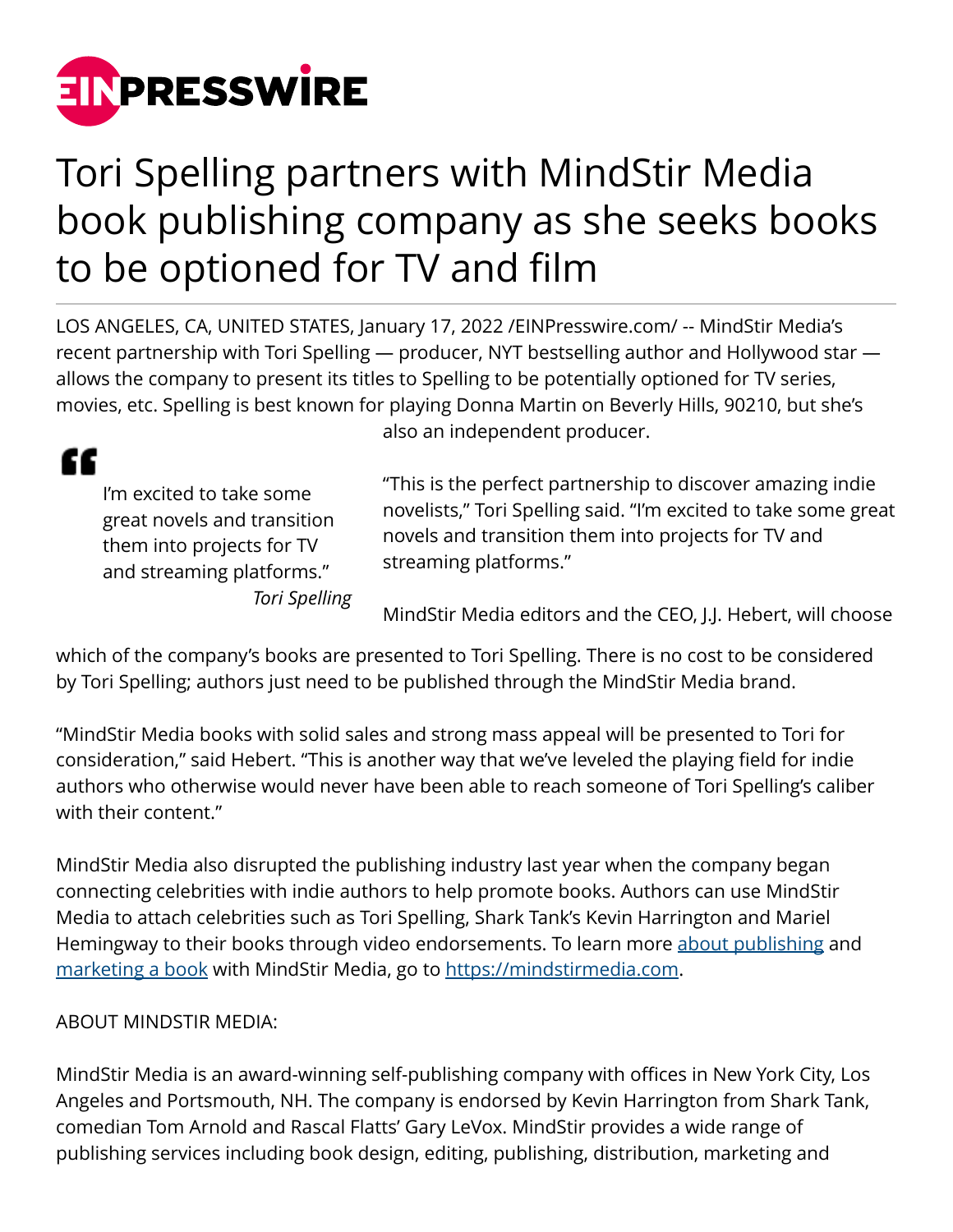# Tori Spelling partners with MindStir Media book publishing company as she seeks books to be optioned for TV and film

LOS ANGELES, CA, UNITED STATES, January 17, 2022 /EINPresswire.com/ -- MindStir Media's recent partnership with Tori Spelling — producer, NYT bestselling author and Hollywood star — allows the company to present its titles to Spelling to be potentially optioned for TV series, movies, etc. Spelling is best known for playing Donna Martin on Beverly Hills, 90210, but she's also an independent producer.

> I'm excited to take some great novels and transition them into projects for TV and streaming platforms."
>
> *Tori Spelling*

"This is the perfect partnership to discover amazing indie novelists," Tori Spelling said. "I'm excited to take some great novels and transition them into projects for TV and streaming platforms."

MindStir Media editors and the CEO, J.J. Hebert, will choose which of the company's books are presented to Tori Spelling. There is no cost to be considered by Tori Spelling; authors just need to be published through the MindStir Media brand.

"MindStir Media books with solid sales and strong mass appeal will be presented to Tori for consideration," said Hebert. "This is another way that we've leveled the playing field for indie authors who otherwise would never have been able to reach someone of Tori Spelling's caliber with their content."

MindStir Media also disrupted the publishing industry last year when the company began connecting celebrities with indie authors to help promote books. Authors can use MindStir Media to attach celebrities such as Tori Spelling, Shark Tank's Kevin Harrington and Mariel Hemingway to their books through video endorsements. To learn more about publishing and marketing a book with MindStir Media, go to https://mindstirmedia.com.

ABOUT MINDSTIR MEDIA:

MindStir Media is an award-winning self-publishing company with offices in New York City, Los Angeles and Portsmouth, NH. The company is endorsed by Kevin Harrington from Shark Tank, comedian Tom Arnold and Rascal Flatts' Gary LeVox. MindStir provides a wide range of publishing services including book design, editing, publishing, distribution, marketing and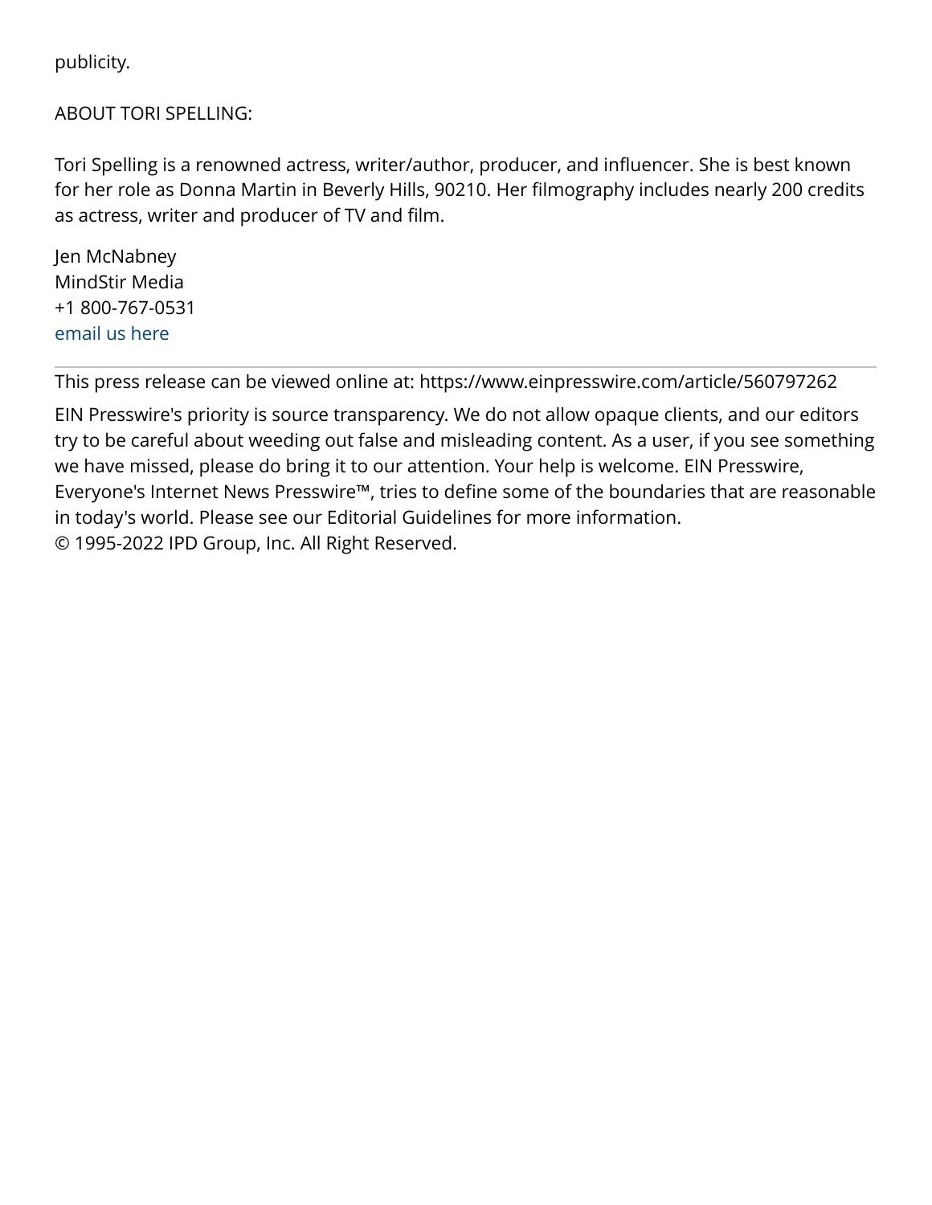publicity.

ABOUT TORI SPELLING:

Tori Spelling is a renowned actress, writer/author, producer, and influencer. She is best known for her role as Donna Martin in Beverly Hills, 90210. Her filmography includes nearly 200 credits as actress, writer and producer of TV and film.

Jen McNabney
MindStir Media
+1 800-767-0531
email us here

---

This press release can be viewed online at: https://www.einpresswire.com/article/560797262

EIN Presswire's priority is source transparency. We do not allow opaque clients, and our editors try to be careful about weeding out false and misleading content. As a user, if you see something we have missed, please do bring it to our attention. Your help is welcome. EIN Presswire, Everyone's Internet News Presswire™, tries to define some of the boundaries that are reasonable in today's world. Please see our Editorial Guidelines for more information.
© 1995-2022 IPD Group, Inc. All Right Reserved.